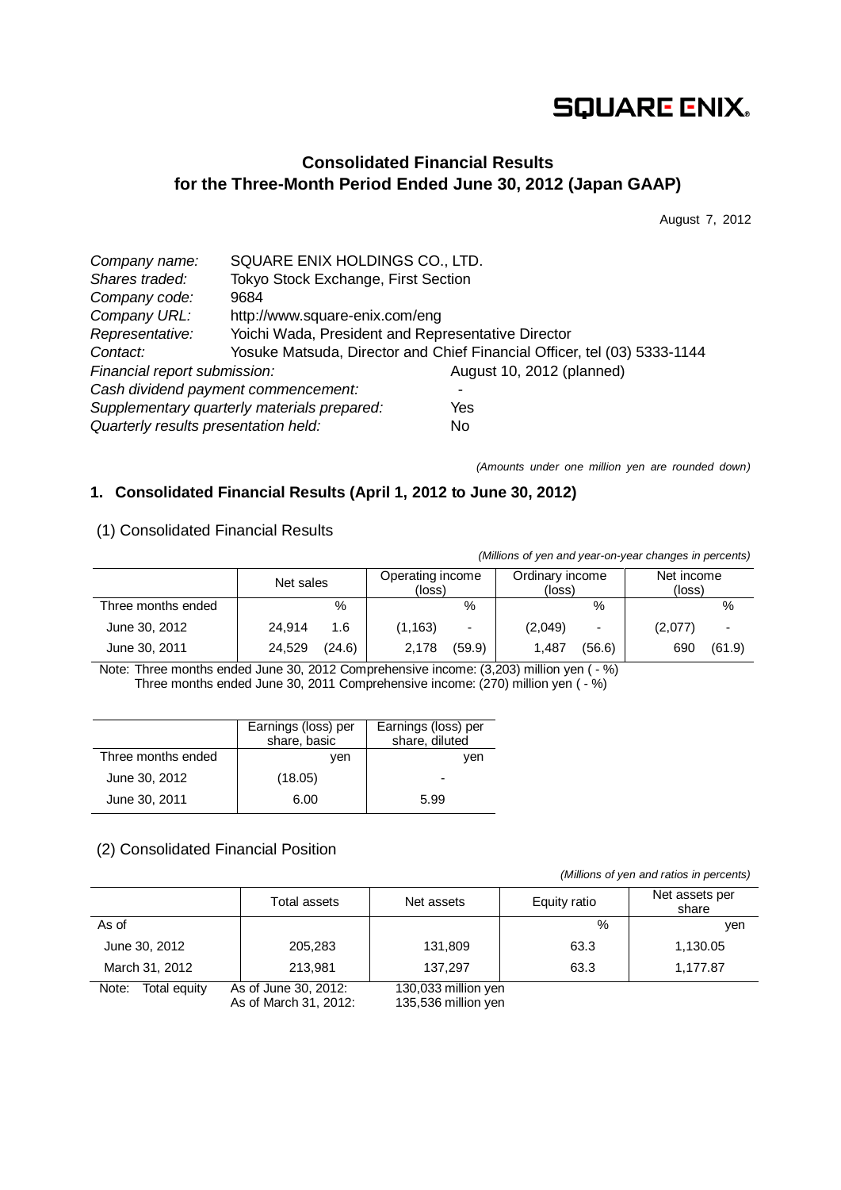SQUARE ENIX.

# Consolidated Financial Results for the Three-Month Period Ended June 30, 2012 (Japan GAAP)

August 7, 2012

| | |
|---|---|
| *Company name:* | SQUARE ENIX HOLDINGS CO., LTD. |
| *Shares traded:* | Tokyo Stock Exchange, First Section |
| *Company code:* | 9684 |
| *Company URL:* | http://www.square-enix.com/eng |
| *Representative:* | Yoichi Wada, President and Representative Director |
| *Contact:* | Yosuke Matsuda, Director and Chief Financial Officer, tel (03) 5333-1144 |
| *Financial report submission:* | August 10, 2012 (planned) |
| *Cash dividend payment commencement:* | - |
| *Supplementary quarterly materials prepared:* | Yes |
| *Quarterly results presentation held:* | No |

*(Amounts under one million yen are rounded down)*

## 1. Consolidated Financial Results (April 1, 2012 to June 30, 2012)

### (1) Consolidated Financial Results

*(Millions of yen and year-on-year changes in percents)*

| | Net sales | | Operating income (loss) | | Ordinary income (loss) | | Net income (loss) | |
|---|---|---|---|---|---|---|---|---|
| Three months ended | | % | | % | | % | | % |
| June 30, 2012 | 24,914 | 1.6 | (1,163) | - | (2,049) | - | (2,077) | - |
| June 30, 2011 | 24,529 | (24.6) | 2,178 | (59.9) | 1,487 | (56.6) | 690 | (61.9) |

Note: Three months ended June 30, 2012 Comprehensive income: (3,203) million yen ( - %)
Three months ended June 30, 2011 Comprehensive income: (270) million yen ( - %)

| | Earnings (loss) per share, basic | Earnings (loss) per share, diluted |
|---|---|---|
| Three months ended | yen | yen |
| June 30, 2012 | (18.05) | - |
| June 30, 2011 | 6.00 | 5.99 |

### (2) Consolidated Financial Position

*(Millions of yen and ratios in percents)*

| | Total assets | Net assets | Equity ratio | Net assets per share |
|---|---|---|---|---|
| As of | | | % | yen |
| June 30, 2012 | 205,283 | 131,809 | 63.3 | 1,130.05 |
| March 31, 2012 | 213,981 | 137,297 | 63.3 | 1,177.87 |

Note: Total equity
As of June 30, 2012: 130,033 million yen
As of March 31, 2012: 135,536 million yen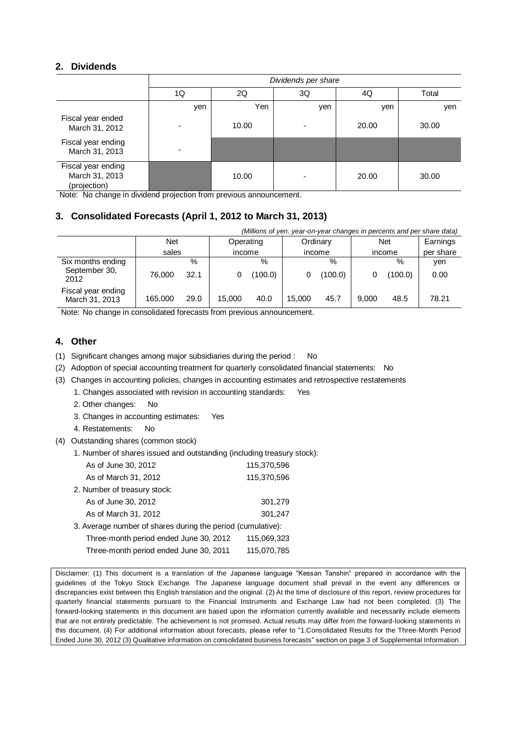## 2. Dividends

| | Dividends per share | | | | |
|---|---|---|---|---|---|
| | 1Q | 2Q | 3Q | 4Q | Total |
| | yen | Yen | yen | yen | yen |
| Fiscal year ended March 31, 2012 | - | 10.00 | - | 20.00 | 30.00 |
| Fiscal year ending March 31, 2013 | - | | | | |
| Fiscal year ending March 31, 2013 (projection) | | 10.00 | - | 20.00 | 30.00 |

Note: No change in dividend projection from previous announcement.

## 3. Consolidated Forecasts (April 1, 2012 to March 31, 2013)

*(Millions of yen, year-on-year changes in percents and per share data)*

| | Net sales | | Operating income | | Ordinary income | | Net income | | Earnings per share |
|---|---|---|---|---|---|---|---|---|---|
| | | % | | % | | % | | % | yen |
| Six months ending September 30, 2012 | 76,000 | 32.1 | 0 | (100.0) | 0 | (100.0) | 0 | (100.0) | 0.00 |
| Fiscal year ending March 31, 2013 | 165,000 | 29.0 | 15,000 | 40.0 | 15,000 | 45.7 | 9,000 | 48.5 | 78.21 |

Note: No change in consolidated forecasts from previous announcement.

## 4. Other

(1) Significant changes among major subsidiaries during the period : No

(2) Adoption of special accounting treatment for quarterly consolidated financial statements: No

(3) Changes in accounting policies, changes in accounting estimates and retrospective restatements

1. Changes associated with revision in accounting standards: Yes
2. Other changes: No
3. Changes in accounting estimates: Yes
4. Restatements: No

(4) Outstanding shares (common stock)

1. Number of shares issued and outstanding (including treasury stock):

| | |
|---|---|
| As of June 30, 2012 | 115,370,596 |
| As of March 31, 2012 | 115,370,596 |

2. Number of treasury stock:

| | |
|---|---|
| As of June 30, 2012 | 301,279 |
| As of March 31, 2012 | 301,247 |

3. Average number of shares during the period (cumulative):

| | |
|---|---|
| Three-month period ended June 30, 2012 | 115,069,323 |
| Three-month period ended June 30, 2011 | 115,070,785 |

Disclaimer: (1) This document is a translation of the Japanese language "Kessan Tanshin" prepared in accordance with the guidelines of the Tokyo Stock Exchange. The Japanese language document shall prevail in the event any differences or discrepancies exist between this English translation and the original. (2) At the time of disclosure of this report, review procedures for quarterly financial statements pursuant to the Financial Instruments and Exchange Law had not been completed. (3) The forward-looking statements in this document are based upon the information currently available and necessarily include elements that are not entirely predictable. The achievement is not promised. Actual results may differ from the forward-looking statements in this document. (4) For additional information about forecasts, please refer to "1.Consolidated Results for the Three-Month Period Ended June 30, 2012 (3) Qualitative information on consolidated business forecasts" section on page 3 of Supplemental Information.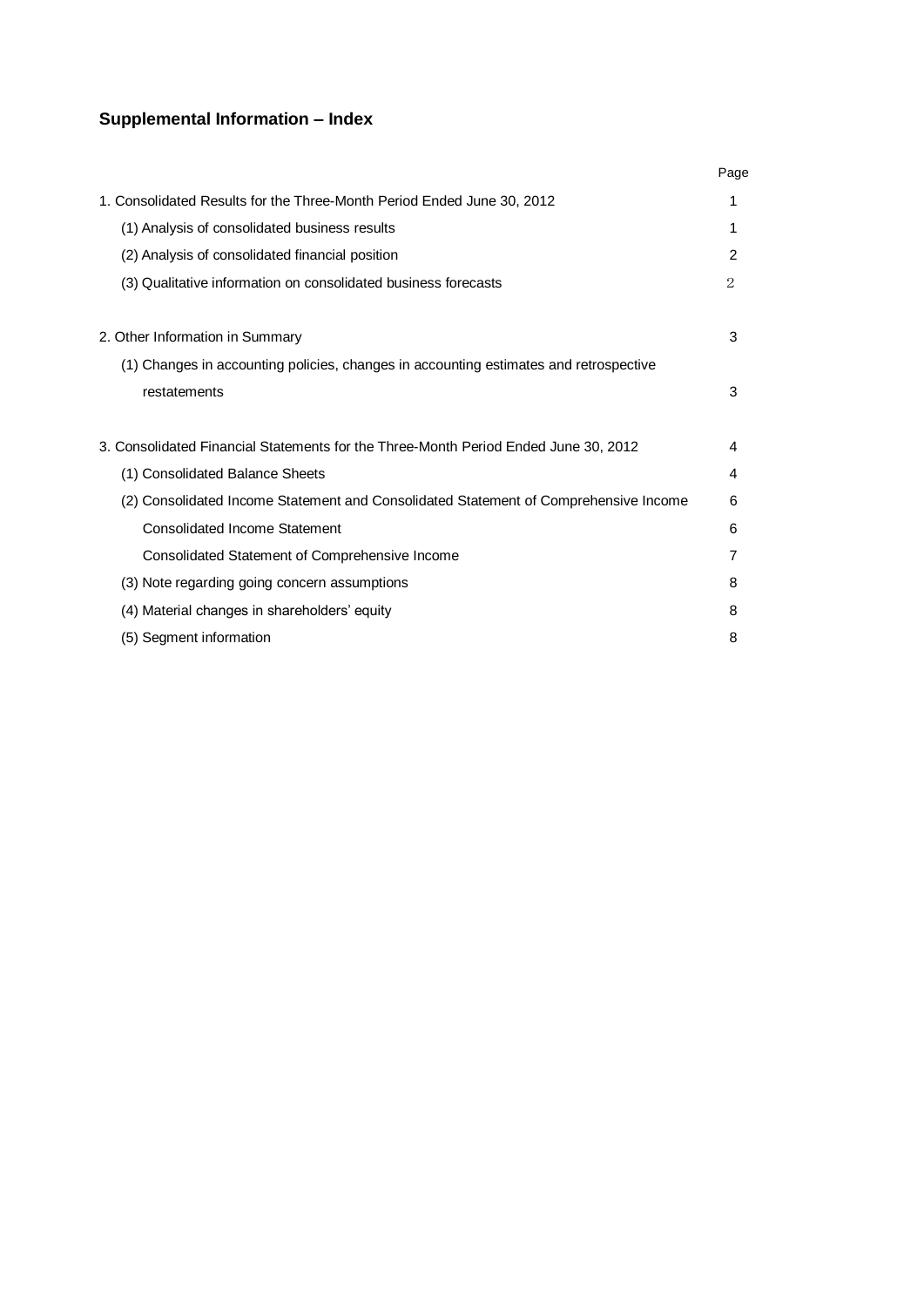## Supplemental Information – Index

| | Page |
|---|---|
| 1. Consolidated Results for the Three-Month Period Ended June 30, 2012 | 1 |
| (1) Analysis of consolidated business results | 1 |
| (2) Analysis of consolidated financial position | 2 |
| (3) Qualitative information on consolidated business forecasts | 2 |
| | |
| 2. Other Information in Summary | 3 |
| (1) Changes in accounting policies, changes in accounting estimates and retrospective restatements | 3 |
| | |
| 3. Consolidated Financial Statements for the Three-Month Period Ended June 30, 2012 | 4 |
| (1) Consolidated Balance Sheets | 4 |
| (2) Consolidated Income Statement and Consolidated Statement of Comprehensive Income | 6 |
| Consolidated Income Statement | 6 |
| Consolidated Statement of Comprehensive Income | 7 |
| (3) Note regarding going concern assumptions | 8 |
| (4) Material changes in shareholders' equity | 8 |
| (5) Segment information | 8 |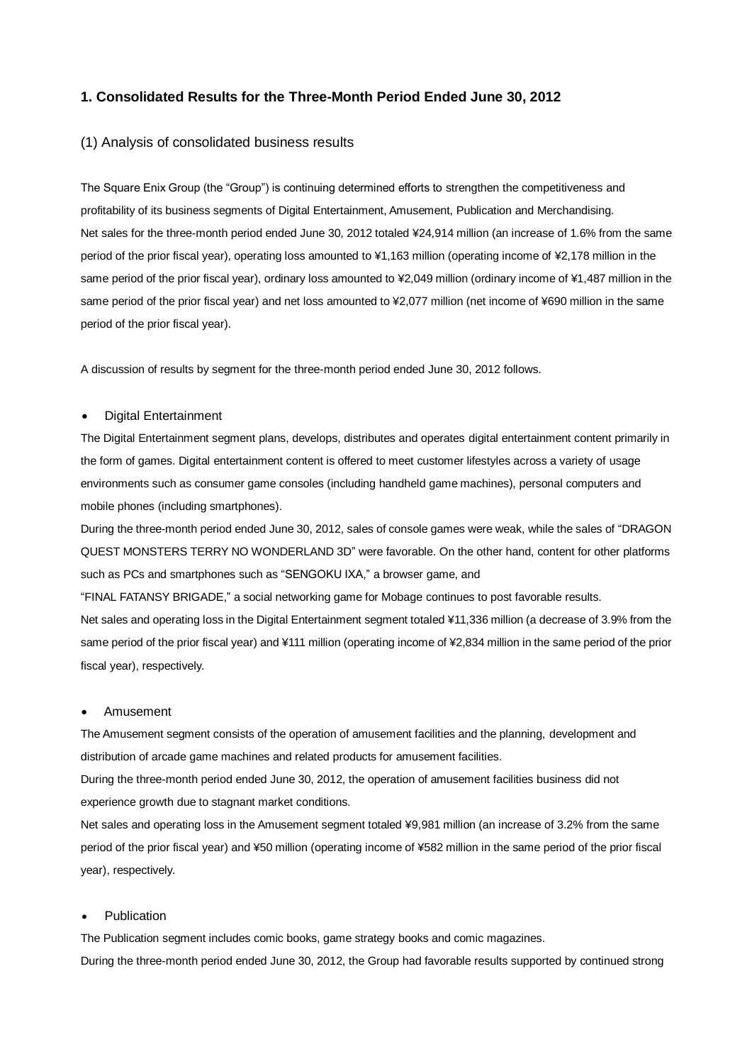## 1. Consolidated Results for the Three-Month Period Ended June 30, 2012

### (1) Analysis of consolidated business results

The Square Enix Group (the "Group") is continuing determined efforts to strengthen the competitiveness and profitability of its business segments of Digital Entertainment, Amusement, Publication and Merchandising.
Net sales for the three-month period ended June 30, 2012 totaled ¥24,914 million (an increase of 1.6% from the same period of the prior fiscal year), operating loss amounted to ¥1,163 million (operating income of ¥2,178 million in the same period of the prior fiscal year), ordinary loss amounted to ¥2,049 million (ordinary income of ¥1,487 million in the same period of the prior fiscal year) and net loss amounted to ¥2,077 million (net income of ¥690 million in the same period of the prior fiscal year).

A discussion of results by segment for the three-month period ended June 30, 2012 follows.

- Digital Entertainment

The Digital Entertainment segment plans, develops, distributes and operates digital entertainment content primarily in the form of games. Digital entertainment content is offered to meet customer lifestyles across a variety of usage environments such as consumer game consoles (including handheld game machines), personal computers and mobile phones (including smartphones).
During the three-month period ended June 30, 2012, sales of console games were weak, while the sales of "DRAGON QUEST MONSTERS TERRY NO WONDERLAND 3D" were favorable. On the other hand, content for other platforms such as PCs and smartphones such as "SENGOKU IXA," a browser game, and
"FINAL FATANSY BRIGADE," a social networking game for Mobage continues to post favorable results.
Net sales and operating loss in the Digital Entertainment segment totaled ¥11,336 million (a decrease of 3.9% from the same period of the prior fiscal year) and ¥111 million (operating income of ¥2,834 million in the same period of the prior fiscal year), respectively.

- Amusement

The Amusement segment consists of the operation of amusement facilities and the planning, development and distribution of arcade game machines and related products for amusement facilities.
During the three-month period ended June 30, 2012, the operation of amusement facilities business did not experience growth due to stagnant market conditions.
Net sales and operating loss in the Amusement segment totaled ¥9,981 million (an increase of 3.2% from the same period of the prior fiscal year) and ¥50 million (operating income of ¥582 million in the same period of the prior fiscal year), respectively.

- Publication

The Publication segment includes comic books, game strategy books and comic magazines.
During the three-month period ended June 30, 2012, the Group had favorable results supported by continued strong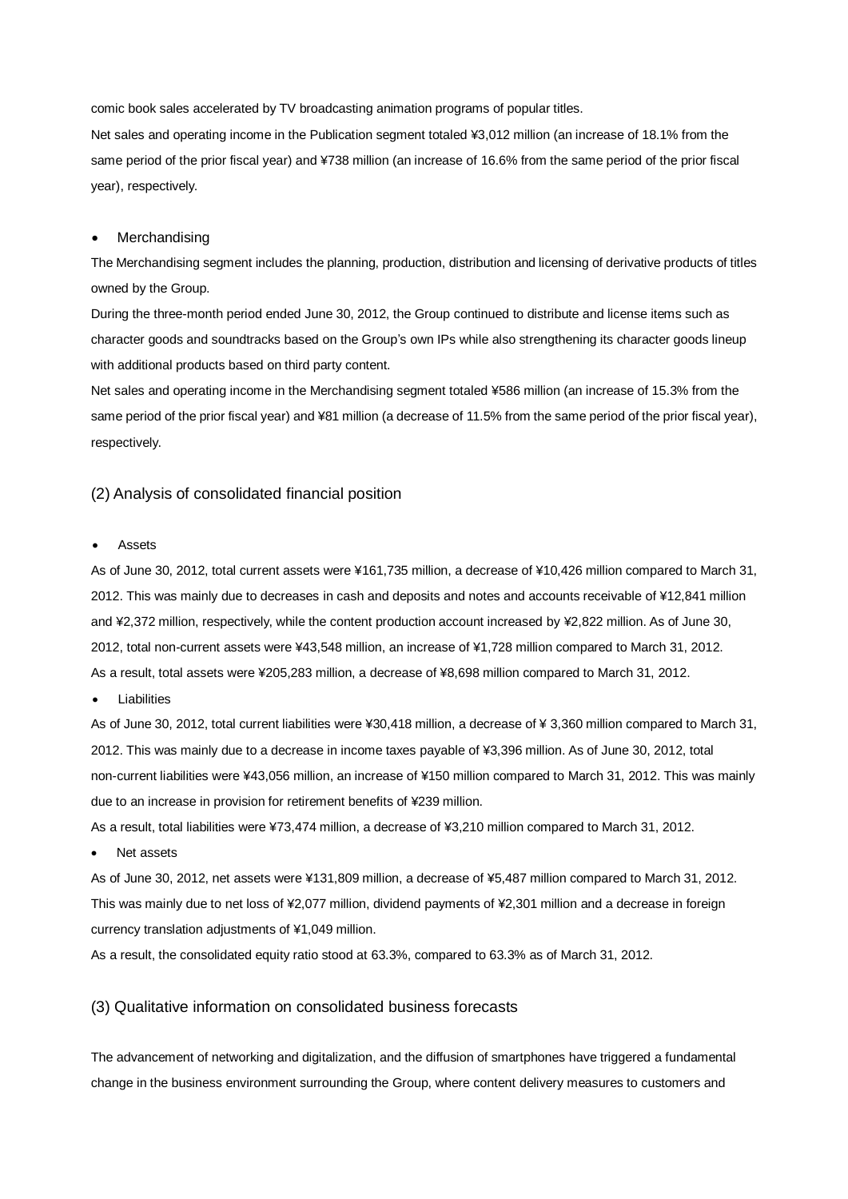comic book sales accelerated by TV broadcasting animation programs of popular titles.

Net sales and operating income in the Publication segment totaled ¥3,012 million (an increase of 18.1% from the same period of the prior fiscal year) and ¥738 million (an increase of 16.6% from the same period of the prior fiscal year), respectively.

- Merchandising

The Merchandising segment includes the planning, production, distribution and licensing of derivative products of titles owned by the Group.

During the three-month period ended June 30, 2012, the Group continued to distribute and license items such as character goods and soundtracks based on the Group's own IPs while also strengthening its character goods lineup with additional products based on third party content.

Net sales and operating income in the Merchandising segment totaled ¥586 million (an increase of 15.3% from the same period of the prior fiscal year) and ¥81 million (a decrease of 11.5% from the same period of the prior fiscal year), respectively.

## (2) Analysis of consolidated financial position

- Assets

As of June 30, 2012, total current assets were ¥161,735 million, a decrease of ¥10,426 million compared to March 31, 2012. This was mainly due to decreases in cash and deposits and notes and accounts receivable of ¥12,841 million and ¥2,372 million, respectively, while the content production account increased by ¥2,822 million. As of June 30, 2012, total non-current assets were ¥43,548 million, an increase of ¥1,728 million compared to March 31, 2012.
As a result, total assets were ¥205,283 million, a decrease of ¥8,698 million compared to March 31, 2012.

- Liabilities

As of June 30, 2012, total current liabilities were ¥30,418 million, a decrease of ¥ 3,360 million compared to March 31, 2012. This was mainly due to a decrease in income taxes payable of ¥3,396 million. As of June 30, 2012, total non-current liabilities were ¥43,056 million, an increase of ¥150 million compared to March 31, 2012. This was mainly due to an increase in provision for retirement benefits of ¥239 million.

As a result, total liabilities were ¥73,474 million, a decrease of ¥3,210 million compared to March 31, 2012.

- Net assets

As of June 30, 2012, net assets were ¥131,809 million, a decrease of ¥5,487 million compared to March 31, 2012. This was mainly due to net loss of ¥2,077 million, dividend payments of ¥2,301 million and a decrease in foreign currency translation adjustments of ¥1,049 million.

As a result, the consolidated equity ratio stood at 63.3%, compared to 63.3% as of March 31, 2012.

## (3) Qualitative information on consolidated business forecasts

The advancement of networking and digitalization, and the diffusion of smartphones have triggered a fundamental change in the business environment surrounding the Group, where content delivery measures to customers and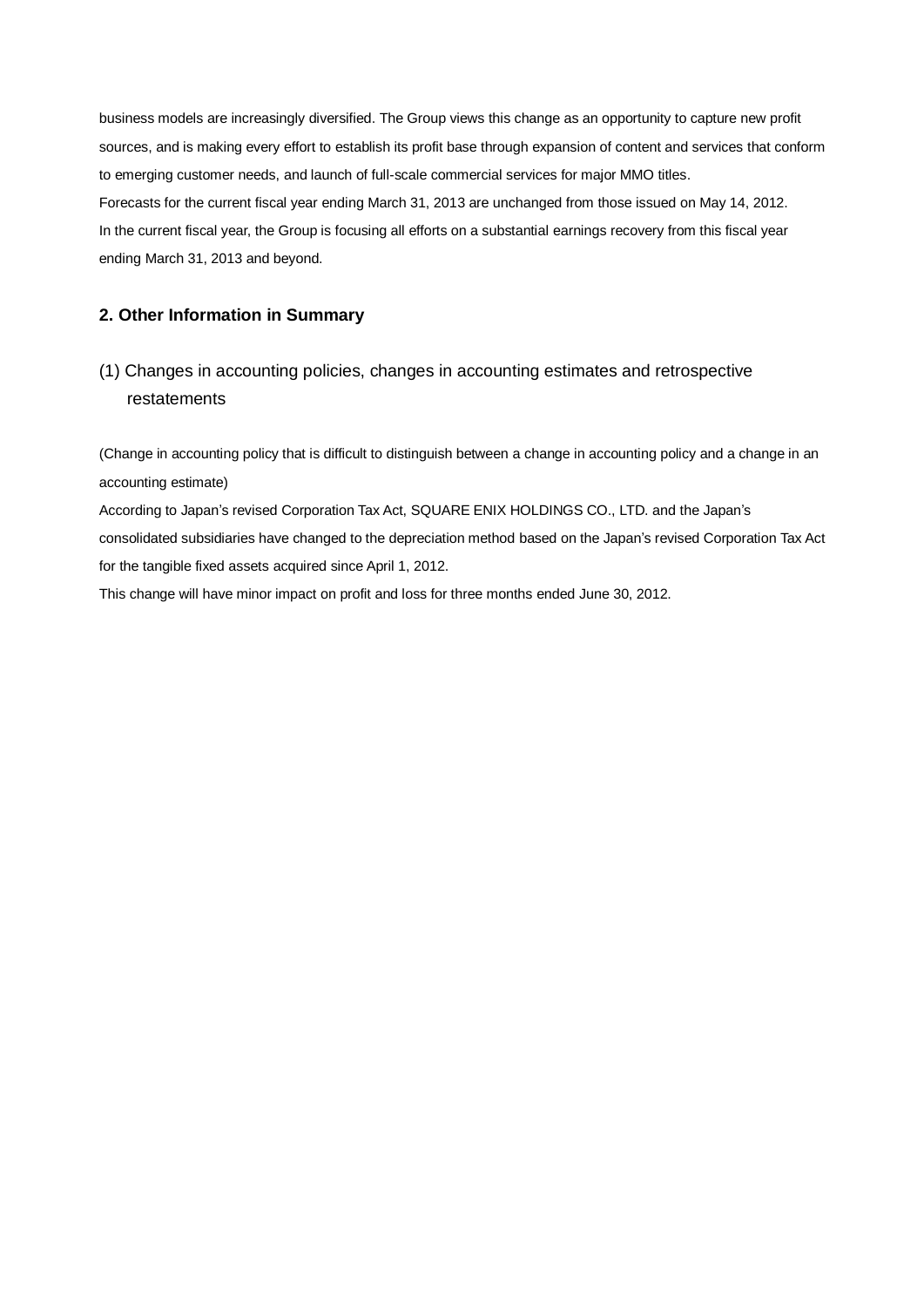business models are increasingly diversified. The Group views this change as an opportunity to capture new profit sources, and is making every effort to establish its profit base through expansion of content and services that conform to emerging customer needs, and launch of full-scale commercial services for major MMO titles.

Forecasts for the current fiscal year ending March 31, 2013 are unchanged from those issued on May 14, 2012.

In the current fiscal year, the Group is focusing all efforts on a substantial earnings recovery from this fiscal year ending March 31, 2013 and beyond.

## 2. Other Information in Summary

### (1) Changes in accounting policies, changes in accounting estimates and retrospective restatements

(Change in accounting policy that is difficult to distinguish between a change in accounting policy and a change in an accounting estimate)

According to Japan's revised Corporation Tax Act, SQUARE ENIX HOLDINGS CO., LTD. and the Japan's consolidated subsidiaries have changed to the depreciation method based on the Japan's revised Corporation Tax Act for the tangible fixed assets acquired since April 1, 2012.

This change will have minor impact on profit and loss for three months ended June 30, 2012.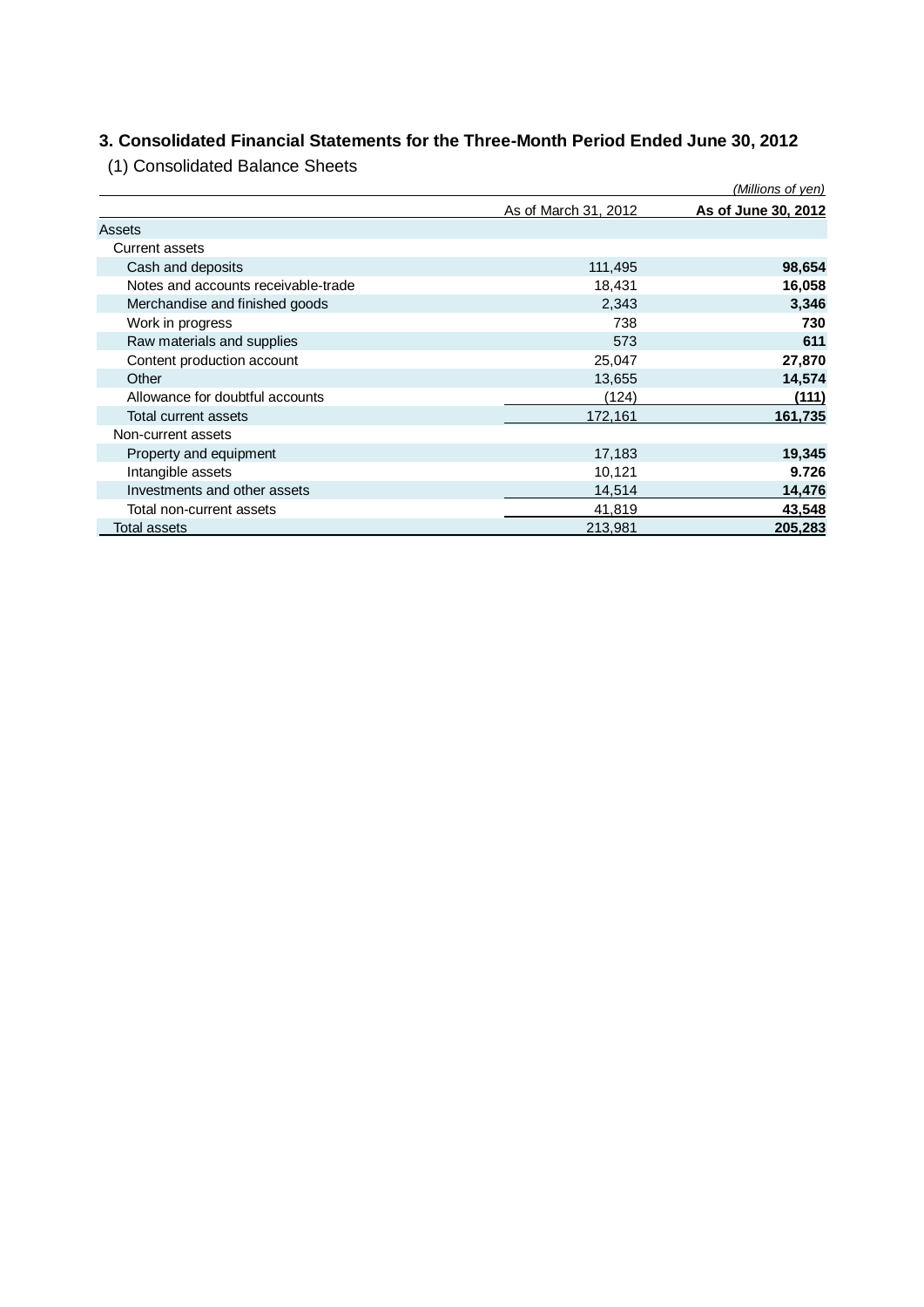### 3. Consolidated Financial Statements for the Three-Month Period Ended June 30, 2012

(1) Consolidated Balance Sheets

*(Millions of yen)*

| | As of March 31, 2012 | **As of June 30, 2012** |
|---|---|---|
| Assets | | |
| Current assets | | |
| Cash and deposits | 111,495 | **98,654** |
| Notes and accounts receivable-trade | 18,431 | **16,058** |
| Merchandise and finished goods | 2,343 | **3,346** |
| Work in progress | 738 | **730** |
| Raw materials and supplies | 573 | **611** |
| Content production account | 25,047 | **27,870** |
| Other | 13,655 | **14,574** |
| Allowance for doubtful accounts | (124) | **(111)** |
| Total current assets | 172,161 | **161,735** |
| Non-current assets | | |
| Property and equipment | 17,183 | **19,345** |
| Intangible assets | 10,121 | **9.726** |
| Investments and other assets | 14,514 | **14,476** |
| Total non-current assets | 41,819 | **43,548** |
| Total assets | 213,981 | **205,283** |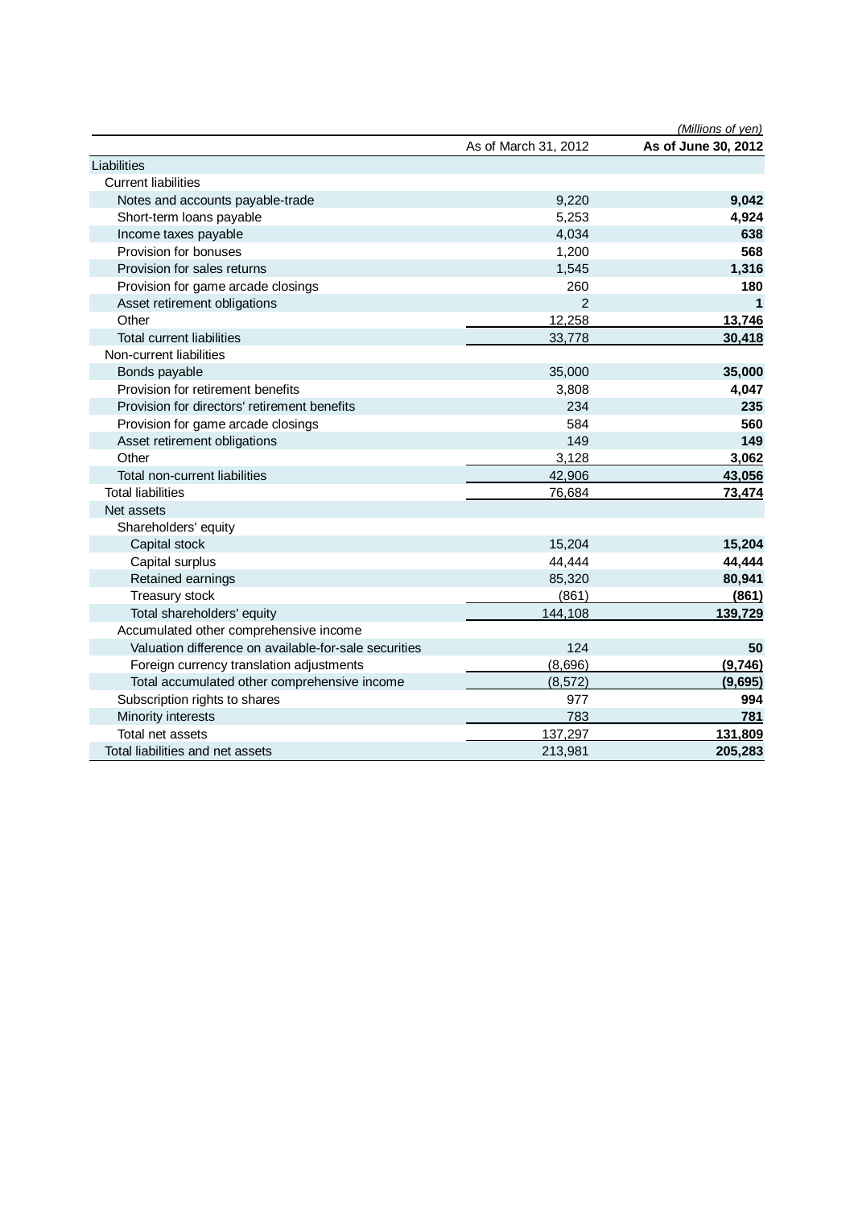*(Millions of yen)*

| | As of March 31, 2012 | **As of June 30, 2012** |
|---|---|---|
| Liabilities | | |
| Current liabilities | | |
| Notes and accounts payable-trade | 9,220 | **9,042** |
| Short-term loans payable | 5,253 | **4,924** |
| Income taxes payable | 4,034 | **638** |
| Provision for bonuses | 1,200 | **568** |
| Provision for sales returns | 1,545 | **1,316** |
| Provision for game arcade closings | 260 | **180** |
| Asset retirement obligations | 2 | **1** |
| Other | 12,258 | **13,746** |
| Total current liabilities | 33,778 | **30,418** |
| Non-current liabilities | | |
| Bonds payable | 35,000 | **35,000** |
| Provision for retirement benefits | 3,808 | **4,047** |
| Provision for directors' retirement benefits | 234 | **235** |
| Provision for game arcade closings | 584 | **560** |
| Asset retirement obligations | 149 | **149** |
| Other | 3,128 | **3,062** |
| Total non-current liabilities | 42,906 | **43,056** |
| Total liabilities | 76,684 | **73,474** |
| Net assets | | |
| Shareholders' equity | | |
| Capital stock | 15,204 | **15,204** |
| Capital surplus | 44,444 | **44,444** |
| Retained earnings | 85,320 | **80,941** |
| Treasury stock | (861) | **(861)** |
| Total shareholders' equity | 144,108 | **139,729** |
| Accumulated other comprehensive income | | |
| Valuation difference on available-for-sale securities | 124 | **50** |
| Foreign currency translation adjustments | (8,696) | **(9,746)** |
| Total accumulated other comprehensive income | (8,572) | **(9,695)** |
| Subscription rights to shares | 977 | **994** |
| Minority interests | 783 | **781** |
| Total net assets | 137,297 | **131,809** |
| Total liabilities and net assets | 213,981 | **205,283** |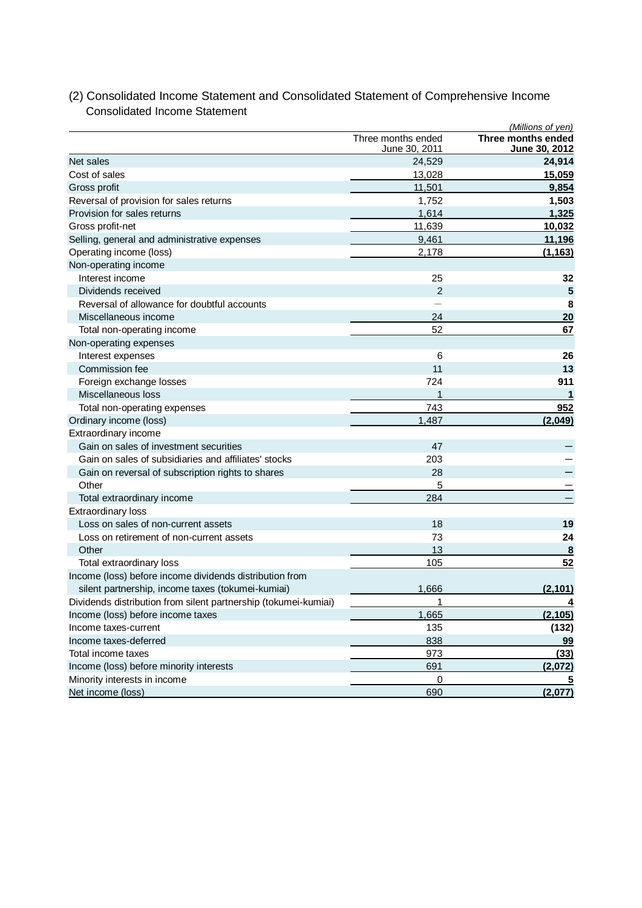(2) Consolidated Income Statement and Consolidated Statement of Comprehensive Income

Consolidated Income Statement

*(Millions of yen)*

| | Three months ended June 30, 2011 | **Three months ended June 30, 2012** |
|---|---|---|
| Net sales | 24,529 | **24,914** |
| Cost of sales | 13,028 | **15,059** |
| Gross profit | 11,501 | **9,854** |
| Reversal of provision for sales returns | 1,752 | **1,503** |
| Provision for sales returns | 1,614 | **1,325** |
| Gross profit-net | 11,639 | **10,032** |
| Selling, general and administrative expenses | 9,461 | **11,196** |
| Operating income (loss) | 2,178 | **(1,163)** |
| Non-operating income | | |
| Interest income | 25 | **32** |
| Dividends received | 2 | **5** |
| Reversal of allowance for doubtful accounts | — | **8** |
| Miscellaneous income | 24 | **20** |
| Total non-operating income | 52 | **67** |
| Non-operating expenses | | |
| Interest expenses | 6 | **26** |
| Commission fee | 11 | **13** |
| Foreign exchange losses | 724 | **911** |
| Miscellaneous loss | 1 | **1** |
| Total non-operating expenses | 743 | **952** |
| Ordinary income (loss) | 1,487 | **(2,049)** |
| Extraordinary income | | |
| Gain on sales of investment securities | 47 | **—** |
| Gain on sales of subsidiaries and affiliates' stocks | 203 | **—** |
| Gain on reversal of subscription rights to shares | 28 | **—** |
| Other | 5 | **—** |
| Total extraordinary income | 284 | **—** |
| Extraordinary loss | | |
| Loss on sales of non-current assets | 18 | **19** |
| Loss on retirement of non-current assets | 73 | **24** |
| Other | 13 | **8** |
| Total extraordinary loss | 105 | **52** |
| Income (loss) before income dividends distribution from silent partnership, income taxes (tokumei-kumiai) | 1,666 | **(2,101)** |
| Dividends distribution from silent partnership (tokumei-kumiai) | 1 | **4** |
| Income (loss) before income taxes | 1,665 | **(2,105)** |
| Income taxes-current | 135 | **(132)** |
| Income taxes-deferred | 838 | **99** |
| Total income taxes | 973 | **(33)** |
| Income (loss) before minority interests | 691 | **(2,072)** |
| Minority interests in income | 0 | **5** |
| Net income (loss) | 690 | **(2,077)** |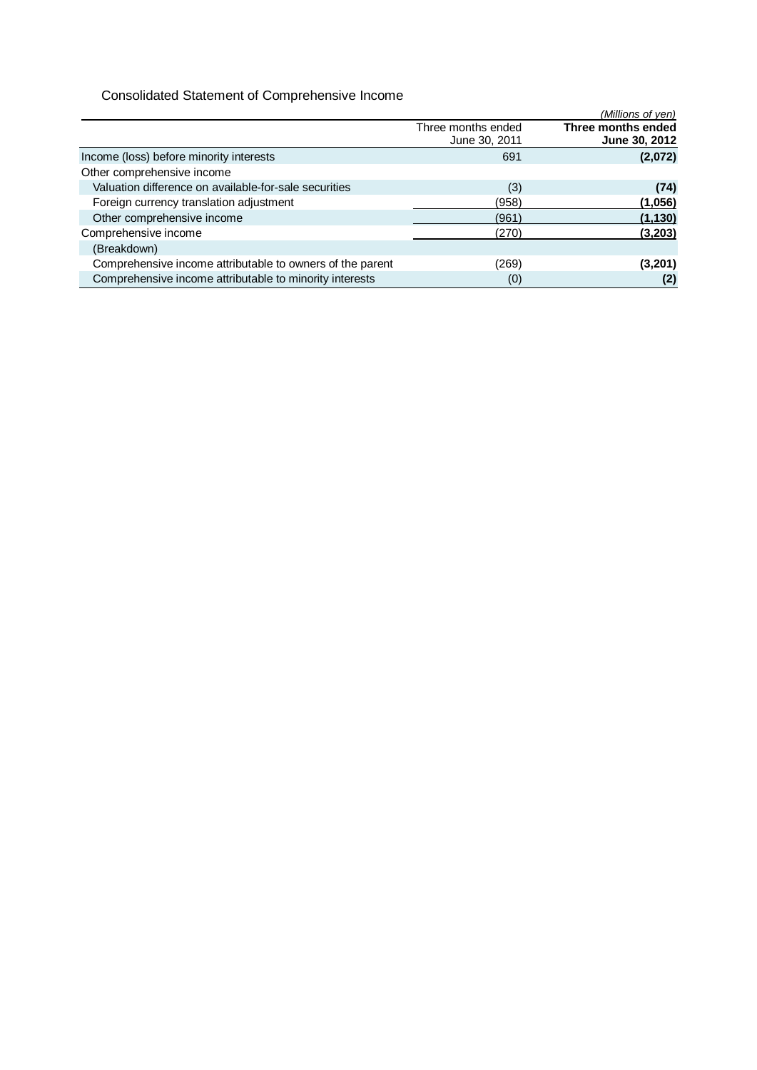Consolidated Statement of Comprehensive Income

*(Millions of yen)*

| | Three months ended June 30, 2011 | **Three months ended June 30, 2012** |
|---|---|---|
| Income (loss) before minority interests | 691 | **(2,072)** |
| Other comprehensive income | | |
| Valuation difference on available-for-sale securities | (3) | **(74)** |
| Foreign currency translation adjustment | (958) | **(1,056)** |
| Other comprehensive income | (961) | **(1,130)** |
| Comprehensive income | (270) | **(3,203)** |
| (Breakdown) | | |
| Comprehensive income attributable to owners of the parent | (269) | **(3,201)** |
| Comprehensive income attributable to minority interests | (0) | **(2)** |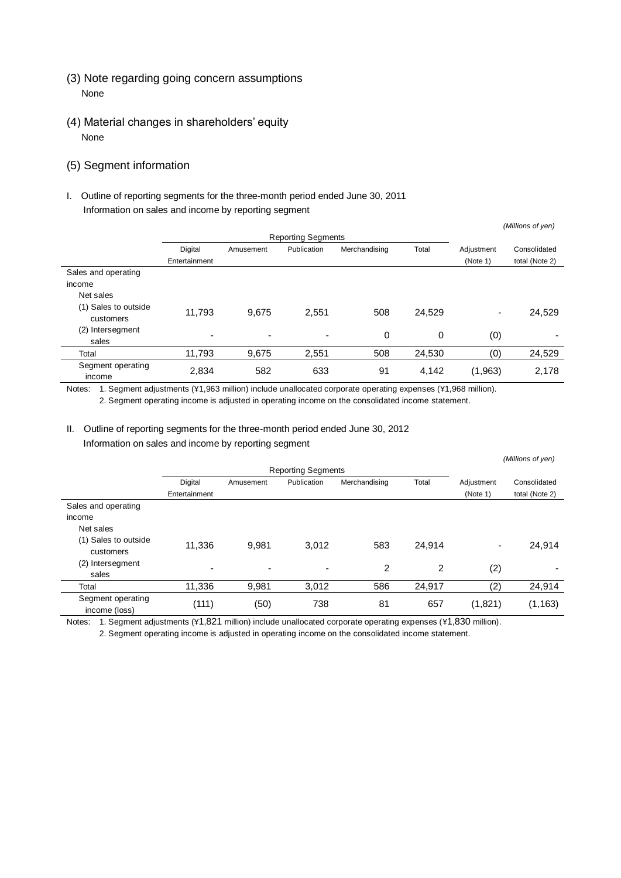### (3) Note regarding going concern assumptions

None

### (4) Material changes in shareholders' equity

None

### (5) Segment information

I. Outline of reporting segments for the three-month period ended June 30, 2011
Information on sales and income by reporting segment

*(Millions of yen)*

| | Reporting Segments | | | | | Adjustment (Note 1) | Consolidated total (Note 2) |
|---|---|---|---|---|---|---|---|
| | Digital Entertainment | Amusement | Publication | Merchandising | Total | | |
| Sales and operating income | | | | | | | |
| Net sales | | | | | | | |
| (1) Sales to outside customers | 11,793 | 9,675 | 2,551 | 508 | 24,529 | - | 24,529 |
| (2) Intersegment sales | - | - | - | 0 | 0 | (0) | - |
| Total | 11,793 | 9,675 | 2,551 | 508 | 24,530 | (0) | 24,529 |
| Segment operating income | 2,834 | 582 | 633 | 91 | 4,142 | (1,963) | 2,178 |

Notes: 1. Segment adjustments (¥1,963 million) include unallocated corporate operating expenses (¥1,968 million).
2. Segment operating income is adjusted in operating income on the consolidated income statement.

II. Outline of reporting segments for the three-month period ended June 30, 2012
Information on sales and income by reporting segment

*(Millions of yen)*

| | Reporting Segments | | | | | Adjustment (Note 1) | Consolidated total (Note 2) |
|---|---|---|---|---|---|---|---|
| | Digital Entertainment | Amusement | Publication | Merchandising | Total | | |
| Sales and operating income | | | | | | | |
| Net sales | | | | | | | |
| (1) Sales to outside customers | 11,336 | 9,981 | 3,012 | 583 | 24,914 | - | 24,914 |
| (2) Intersegment sales | - | - | - | 2 | 2 | (2) | - |
| Total | 11,336 | 9,981 | 3,012 | 586 | 24,917 | (2) | 24,914 |
| Segment operating income (loss) | (111) | (50) | 738 | 81 | 657 | (1,821) | (1,163) |

Notes: 1. Segment adjustments (¥1,821 million) include unallocated corporate operating expenses (¥1,830 million).
2. Segment operating income is adjusted in operating income on the consolidated income statement.